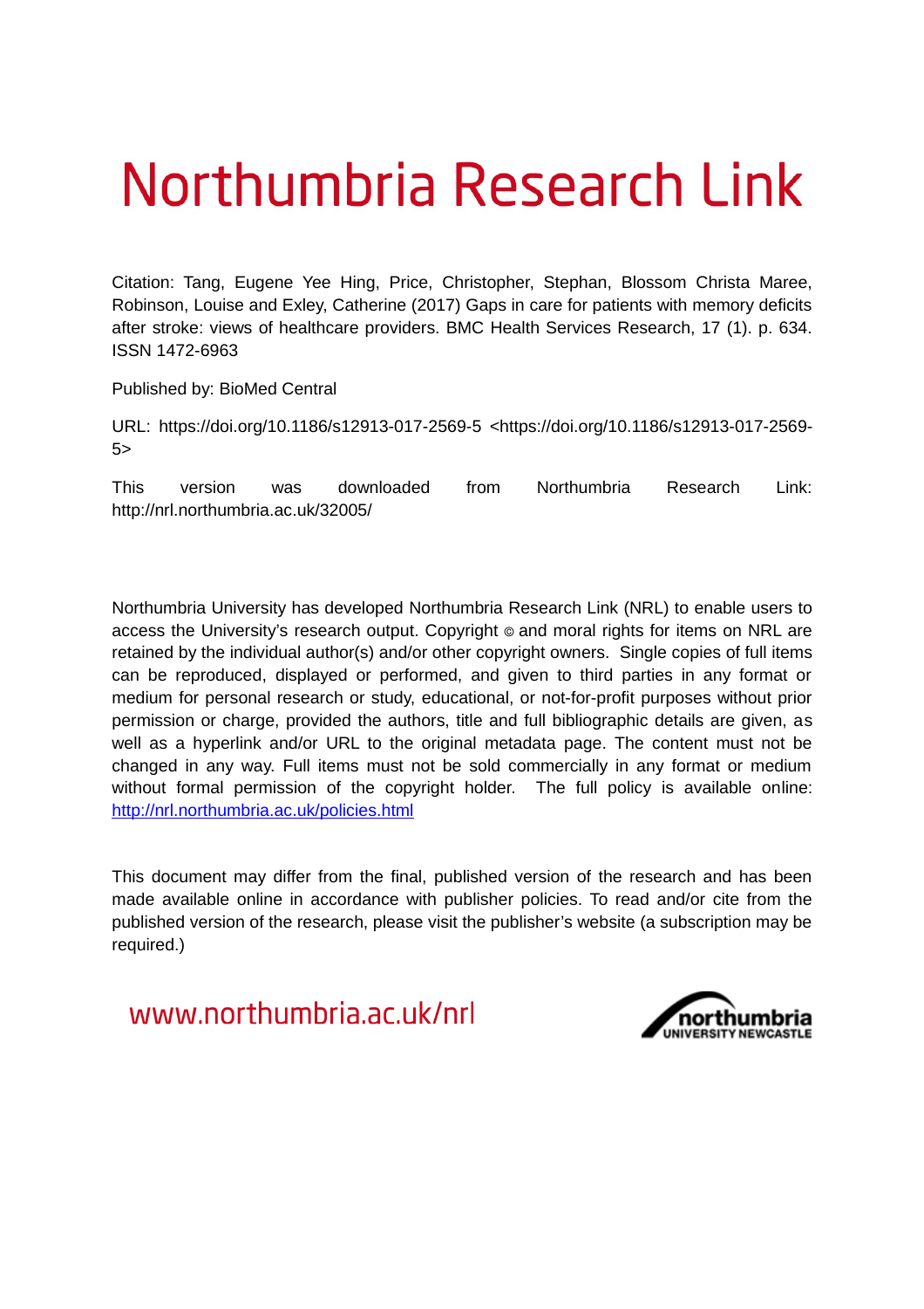# Northumbria Research Link

Citation: Tang, Eugene Yee Hing, Price, Christopher, Stephan, Blossom Christa Maree, Robinson, Louise and Exley, Catherine (2017) Gaps in care for patients with memory deficits after stroke: views of healthcare providers. BMC Health Services Research, 17 (1). p. 634. ISSN 1472-6963

Published by: BioMed Central

URL: https://doi.org/10.1186/s12913-017-2569-5 <https://doi.org/10.1186/s12913-017-2569-5>

This version was downloaded from Northumbria Research Link: http://nrl.northumbria.ac.uk/32005/

Northumbria University has developed Northumbria Research Link (NRL) to enable users to access the University's research output. Copyright © and moral rights for items on NRL are retained by the individual author(s) and/or other copyright owners. Single copies of full items can be reproduced, displayed or performed, and given to third parties in any format or medium for personal research or study, educational, or not-for-profit purposes without prior permission or charge, provided the authors, title and full bibliographic details are given, as well as a hyperlink and/or URL to the original metadata page. The content must not be changed in any way. Full items must not be sold commercially in any format or medium without formal permission of the copyright holder. The full policy is available online: http://nrl.northumbria.ac.uk/policies.html

This document may differ from the final, published version of the research and has been made available online in accordance with publisher policies. To read and/or cite from the published version of the research, please visit the publisher's website (a subscription may be required.)

www.northumbria.ac.uk/nrl

northumbria UNIVERSITY NEWCASTLE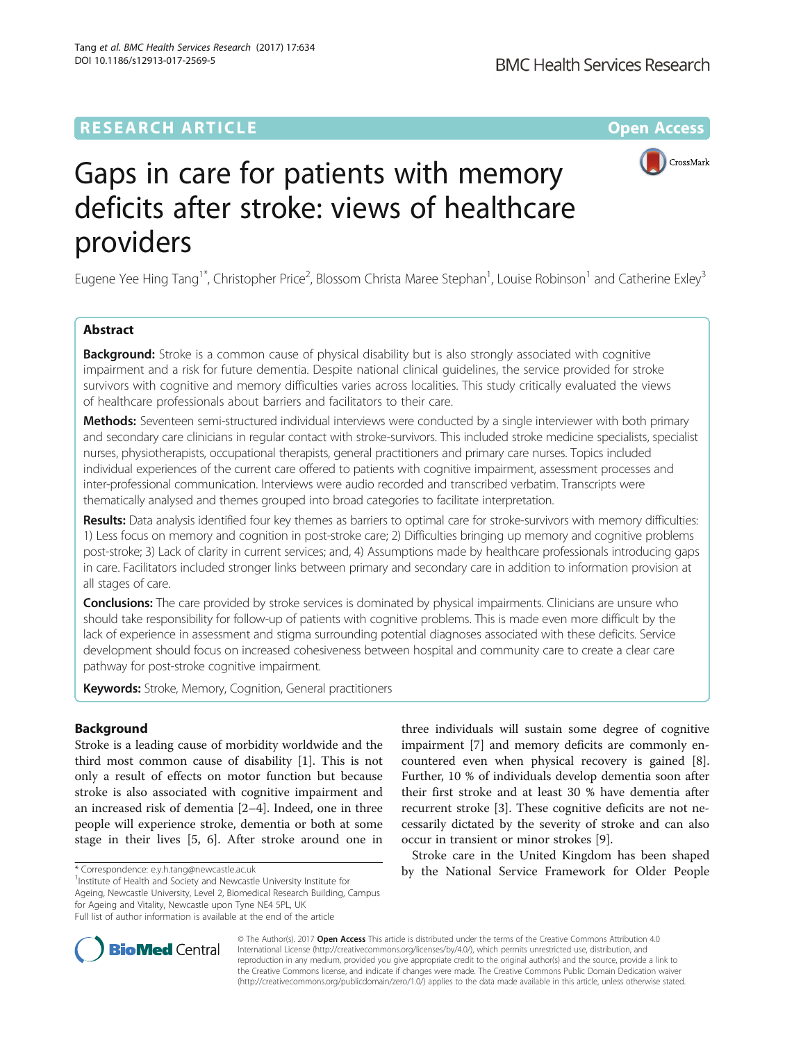# Gaps in care for patients with memory deficits after stroke: views of healthcare providers

Eugene Yee Hing Tang[1*], Christopher Price[2], Blossom Christa Maree Stephan[1], Louise Robinson[1] and Catherine Exley[3]

## Abstract

**Background:** Stroke is a common cause of physical disability but is also strongly associated with cognitive impairment and a risk for future dementia. Despite national clinical guidelines, the service provided for stroke survivors with cognitive and memory difficulties varies across localities. This study critically evaluated the views of healthcare professionals about barriers and facilitators to their care.

**Methods:** Seventeen semi-structured individual interviews were conducted by a single interviewer with both primary and secondary care clinicians in regular contact with stroke-survivors. This included stroke medicine specialists, specialist nurses, physiotherapists, occupational therapists, general practitioners and primary care nurses. Topics included individual experiences of the current care offered to patients with cognitive impairment, assessment processes and inter-professional communication. Interviews were audio recorded and transcribed verbatim. Transcripts were thematically analysed and themes grouped into broad categories to facilitate interpretation.

**Results:** Data analysis identified four key themes as barriers to optimal care for stroke-survivors with memory difficulties: 1) Less focus on memory and cognition in post-stroke care; 2) Difficulties bringing up memory and cognitive problems post-stroke; 3) Lack of clarity in current services; and, 4) Assumptions made by healthcare professionals introducing gaps in care. Facilitators included stronger links between primary and secondary care in addition to information provision at all stages of care.

**Conclusions:** The care provided by stroke services is dominated by physical impairments. Clinicians are unsure who should take responsibility for follow-up of patients with cognitive problems. This is made even more difficult by the lack of experience in assessment and stigma surrounding potential diagnoses associated with these deficits. Service development should focus on increased cohesiveness between hospital and community care to create a clear care pathway for post-stroke cognitive impairment.

**Keywords:** Stroke, Memory, Cognition, General practitioners

## Background

Stroke is a leading cause of morbidity worldwide and the third most common cause of disability [1]. This is not only a result of effects on motor function but because stroke is also associated with cognitive impairment and an increased risk of dementia [2–4]. Indeed, one in three people will experience stroke, dementia or both at some stage in their lives [5, 6]. After stroke around one in three individuals will sustain some degree of cognitive impairment [7] and memory deficits are commonly encountered even when physical recovery is gained [8]. Further, 10 % of individuals develop dementia soon after their first stroke and at least 30 % have dementia after recurrent stroke [3]. These cognitive deficits are not necessarily dictated by the severity of stroke and can also occur in transient or minor strokes [9].

Stroke care in the United Kingdom has been shaped by the National Service Framework for Older People

* Correspondence: e.y.h.tang@newcastle.ac.uk
[1]Institute of Health and Society and Newcastle University Institute for Ageing, Newcastle University, Level 2, Biomedical Research Building, Campus for Ageing and Vitality, Newcastle upon Tyne NE4 5PL, UK
Full list of author information is available at the end of the article

© The Author(s). 2017 **Open Access** This article is distributed under the terms of the Creative Commons Attribution 4.0 International License (http://creativecommons.org/licenses/by/4.0/), which permits unrestricted use, distribution, and reproduction in any medium, provided you give appropriate credit to the original author(s) and the source, provide a link to the Creative Commons license, and indicate if changes were made. The Creative Commons Public Domain Dedication waiver (http://creativecommons.org/publicdomain/zero/1.0/) applies to the data made available in this article, unless otherwise stated.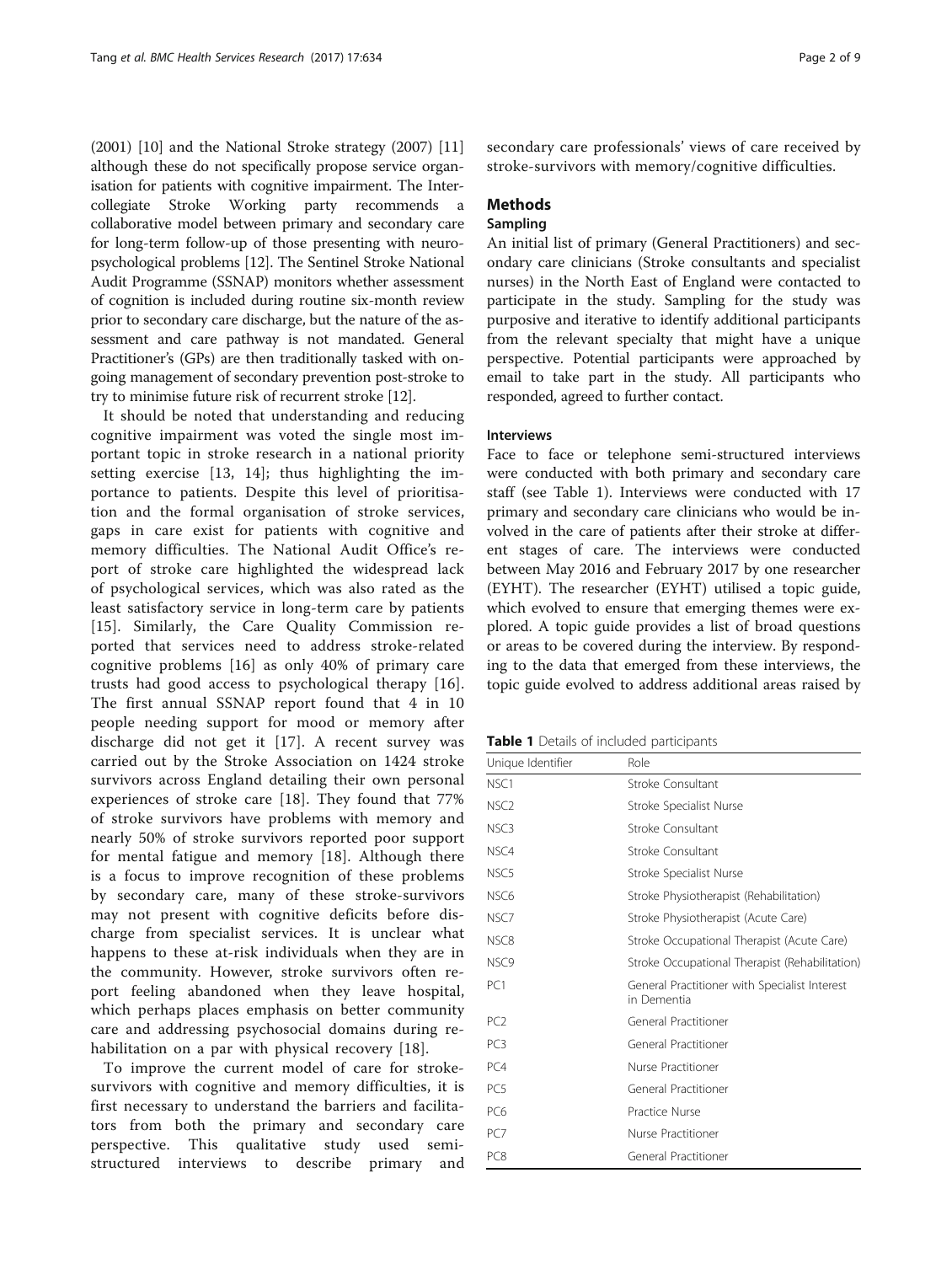(2001) [10] and the National Stroke strategy (2007) [11] although these do not specifically propose service organisation for patients with cognitive impairment. The Intercollegiate Stroke Working party recommends a collaborative model between primary and secondary care for long-term follow-up of those presenting with neuropsychological problems [12]. The Sentinel Stroke National Audit Programme (SSNAP) monitors whether assessment of cognition is included during routine six-month review prior to secondary care discharge, but the nature of the assessment and care pathway is not mandated. General Practitioner's (GPs) are then traditionally tasked with ongoing management of secondary prevention post-stroke to try to minimise future risk of recurrent stroke [12].

It should be noted that understanding and reducing cognitive impairment was voted the single most important topic in stroke research in a national priority setting exercise [13, 14]; thus highlighting the importance to patients. Despite this level of prioritisation and the formal organisation of stroke services, gaps in care exist for patients with cognitive and memory difficulties. The National Audit Office's report of stroke care highlighted the widespread lack of psychological services, which was also rated as the least satisfactory service in long-term care by patients [15]. Similarly, the Care Quality Commission reported that services need to address stroke-related cognitive problems [16] as only 40% of primary care trusts had good access to psychological therapy [16]. The first annual SSNAP report found that 4 in 10 people needing support for mood or memory after discharge did not get it [17]. A recent survey was carried out by the Stroke Association on 1424 stroke survivors across England detailing their own personal experiences of stroke care [18]. They found that 77% of stroke survivors have problems with memory and nearly 50% of stroke survivors reported poor support for mental fatigue and memory [18]. Although there is a focus to improve recognition of these problems by secondary care, many of these stroke-survivors may not present with cognitive deficits before discharge from specialist services. It is unclear what happens to these at-risk individuals when they are in the community. However, stroke survivors often report feeling abandoned when they leave hospital, which perhaps places emphasis on better community care and addressing psychosocial domains during rehabilitation on a par with physical recovery [18].

To improve the current model of care for stroke-survivors with cognitive and memory difficulties, it is first necessary to understand the barriers and facilitators from both the primary and secondary care perspective. This qualitative study used semi-structured interviews to describe primary and secondary care professionals' views of care received by stroke-survivors with memory/cognitive difficulties.

## Methods

### Sampling

An initial list of primary (General Practitioners) and secondary care clinicians (Stroke consultants and specialist nurses) in the North East of England were contacted to participate in the study. Sampling for the study was purposive and iterative to identify additional participants from the relevant specialty that might have a unique perspective. Potential participants were approached by email to take part in the study. All participants who responded, agreed to further contact.

### Interviews

Face to face or telephone semi-structured interviews were conducted with both primary and secondary care staff (see Table 1). Interviews were conducted with 17 primary and secondary care clinicians who would be involved in the care of patients after their stroke at different stages of care. The interviews were conducted between May 2016 and February 2017 by one researcher (EYHT). The researcher (EYHT) utilised a topic guide, which evolved to ensure that emerging themes were explored. A topic guide provides a list of broad questions or areas to be covered during the interview. By responding to the data that emerged from these interviews, the topic guide evolved to address additional areas raised by

**Table 1** Details of included participants

| Unique Identifier | Role |
|---|---|
| NSC1 | Stroke Consultant |
| NSC2 | Stroke Specialist Nurse |
| NSC3 | Stroke Consultant |
| NSC4 | Stroke Consultant |
| NSC5 | Stroke Specialist Nurse |
| NSC6 | Stroke Physiotherapist (Rehabilitation) |
| NSC7 | Stroke Physiotherapist (Acute Care) |
| NSC8 | Stroke Occupational Therapist (Acute Care) |
| NSC9 | Stroke Occupational Therapist (Rehabilitation) |
| PC1 | General Practitioner with Specialist Interest in Dementia |
| PC2 | General Practitioner |
| PC3 | General Practitioner |
| PC4 | Nurse Practitioner |
| PC5 | General Practitioner |
| PC6 | Practice Nurse |
| PC7 | Nurse Practitioner |
| PC8 | General Practitioner |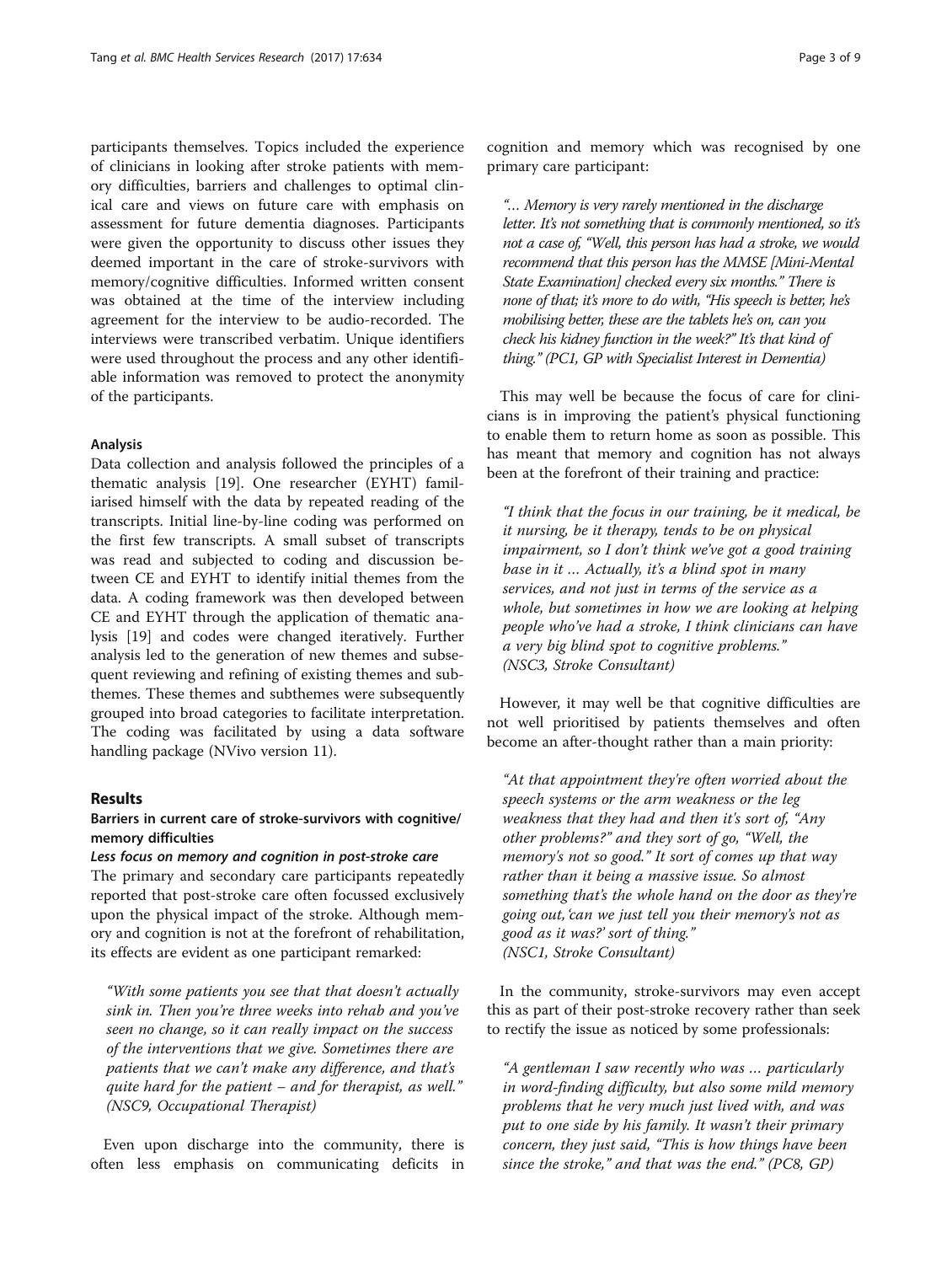participants themselves. Topics included the experience of clinicians in looking after stroke patients with memory difficulties, barriers and challenges to optimal clinical care and views on future care with emphasis on assessment for future dementia diagnoses. Participants were given the opportunity to discuss other issues they deemed important in the care of stroke-survivors with memory/cognitive difficulties. Informed written consent was obtained at the time of the interview including agreement for the interview to be audio-recorded. The interviews were transcribed verbatim. Unique identifiers were used throughout the process and any other identifiable information was removed to protect the anonymity of the participants.

### Analysis

Data collection and analysis followed the principles of a thematic analysis [19]. One researcher (EYHT) familiarised himself with the data by repeated reading of the transcripts. Initial line-by-line coding was performed on the first few transcripts. A small subset of transcripts was read and subjected to coding and discussion between CE and EYHT to identify initial themes from the data. A coding framework was then developed between CE and EYHT through the application of thematic analysis [19] and codes were changed iteratively. Further analysis led to the generation of new themes and subsequent reviewing and refining of existing themes and subthemes. These themes and subthemes were subsequently grouped into broad categories to facilitate interpretation. The coding was facilitated by using a data software handling package (NVivo version 11).

## Results

### Barriers in current care of stroke-survivors with cognitive/memory difficulties

#### *Less focus on memory and cognition in post-stroke care*

The primary and secondary care participants repeatedly reported that post-stroke care often focussed exclusively upon the physical impact of the stroke. Although memory and cognition is not at the forefront of rehabilitation, its effects are evident as one participant remarked:

> "With some patients you see that that doesn't actually sink in. Then you're three weeks into rehab and you've seen no change, so it can really impact on the success of the interventions that we give. Sometimes there are patients that we can't make any difference, and that's quite hard for the patient – and for therapist, as well." (NSC9, Occupational Therapist)

Even upon discharge into the community, there is often less emphasis on communicating deficits in cognition and memory which was recognised by one primary care participant:

> *"… Memory is very rarely mentioned in the discharge letter. It's not something that is commonly mentioned, so it's not a case of, "Well, this person has had a stroke, we would recommend that this person has the MMSE [Mini-Mental State Examination] checked every six months." There is none of that; it's more to do with, "His speech is better, he's mobilising better, these are the tablets he's on, can you check his kidney function in the week?" It's that kind of thing." (PC1, GP with Specialist Interest in Dementia)*

This may well be because the focus of care for clinicians is in improving the patient's physical functioning to enable them to return home as soon as possible. This has meant that memory and cognition has not always been at the forefront of their training and practice:

> "I think that the focus in our training, be it medical, be it nursing, be it therapy, tends to be on physical impairment, so I don't think we've got a good training base in it … Actually, it's a blind spot in many services, and not just in terms of the service as a whole, but sometimes in how we are looking at helping people who've had a stroke, I think clinicians can have a very big blind spot to cognitive problems." (NSC3, Stroke Consultant)

However, it may well be that cognitive difficulties are not well prioritised by patients themselves and often become an after-thought rather than a main priority:

> "At that appointment they're often worried about the speech systems or the arm weakness or the leg weakness that they had and then it's sort of, "Any other problems?" and they sort of go, "Well, the memory's not so good." It sort of comes up that way rather than it being a massive issue. So almost something that's the whole hand on the door as they're going out,'can we just tell you their memory's not as good as it was?' sort of thing." (NSC1, Stroke Consultant)

In the community, stroke-survivors may even accept this as part of their post-stroke recovery rather than seek to rectify the issue as noticed by some professionals:

> "A gentleman I saw recently who was … particularly in word-finding difficulty, but also some mild memory problems that he very much just lived with, and was put to one side by his family. It wasn't their primary concern, they just said, "This is how things have been since the stroke," and that was the end." (PC8, GP)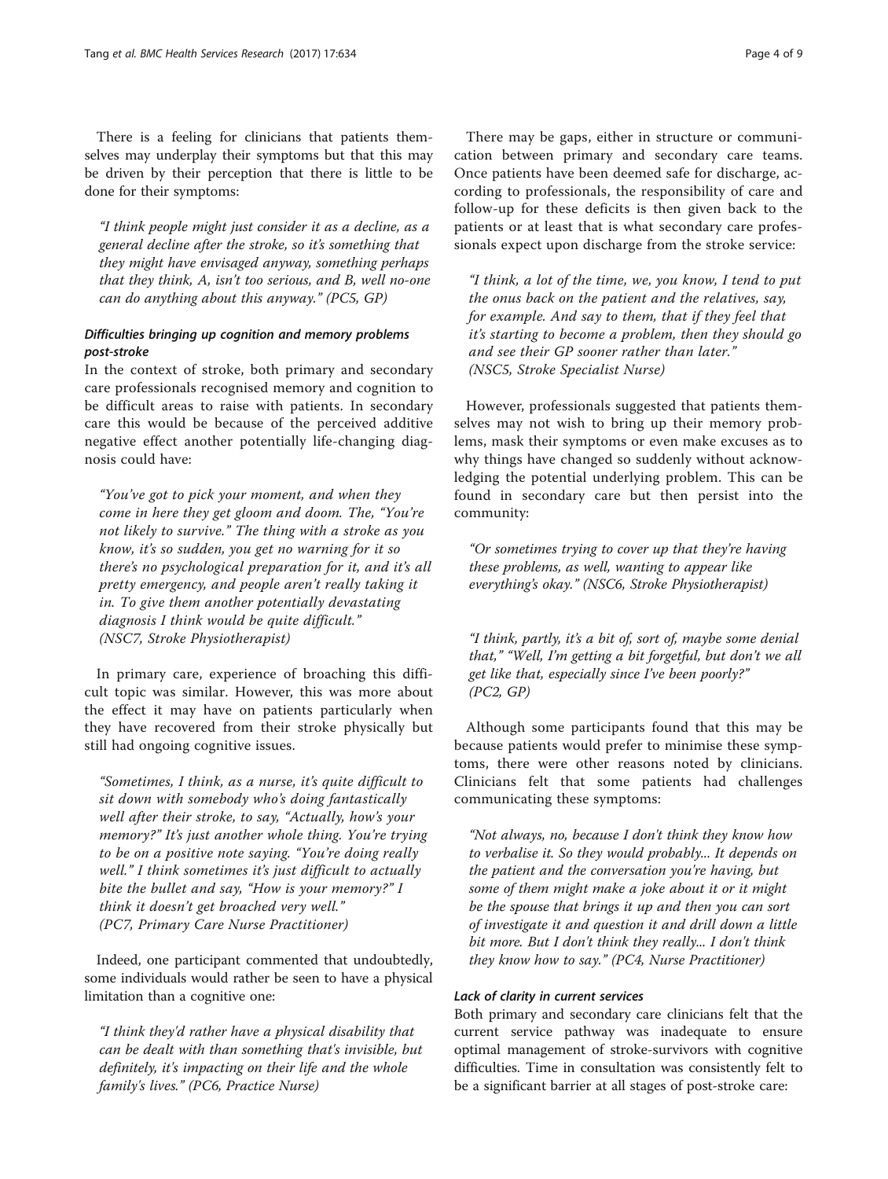There is a feeling for clinicians that patients themselves may underplay their symptoms but that this may be driven by their perception that there is little to be done for their symptoms:

> *"I think people might just consider it as a decline, as a general decline after the stroke, so it's something that they might have envisaged anyway, something perhaps that they think, A, isn't too serious, and B, well no-one can do anything about this anyway." (PC5, GP)*

#### *Difficulties bringing up cognition and memory problems post-stroke*

In the context of stroke, both primary and secondary care professionals recognised memory and cognition to be difficult areas to raise with patients. In secondary care this would be because of the perceived additive negative effect another potentially life-changing diagnosis could have:

> *"You've got to pick your moment, and when they come in here they get gloom and doom. The, "You're not likely to survive." The thing with a stroke as you know, it's so sudden, you get no warning for it so there's no psychological preparation for it, and it's all pretty emergency, and people aren't really taking it in. To give them another potentially devastating diagnosis I think would be quite difficult." (NSC7, Stroke Physiotherapist)*

In primary care, experience of broaching this difficult topic was similar. However, this was more about the effect it may have on patients particularly when they have recovered from their stroke physically but still had ongoing cognitive issues.

> *"Sometimes, I think, as a nurse, it's quite difficult to sit down with somebody who's doing fantastically well after their stroke, to say, "Actually, how's your memory?" It's just another whole thing. You're trying to be on a positive note saying. "You're doing really well." I think sometimes it's just difficult to actually bite the bullet and say, "How is your memory?" I think it doesn't get broached very well." (PC7, Primary Care Nurse Practitioner)*

Indeed, one participant commented that undoubtedly, some individuals would rather be seen to have a physical limitation than a cognitive one:

> *"I think they'd rather have a physical disability that can be dealt with than something that's invisible, but definitely, it's impacting on their life and the whole family's lives." (PC6, Practice Nurse)*

There may be gaps, either in structure or communication between primary and secondary care teams. Once patients have been deemed safe for discharge, according to professionals, the responsibility of care and follow-up for these deficits is then given back to the patients or at least that is what secondary care professionals expect upon discharge from the stroke service:

> *"I think, a lot of the time, we, you know, I tend to put the onus back on the patient and the relatives, say, for example. And say to them, that if they feel that it's starting to become a problem, then they should go and see their GP sooner rather than later." (NSC5, Stroke Specialist Nurse)*

However, professionals suggested that patients themselves may not wish to bring up their memory problems, mask their symptoms or even make excuses as to why things have changed so suddenly without acknowledging the potential underlying problem. This can be found in secondary care but then persist into the community:

> *"Or sometimes trying to cover up that they're having these problems, as well, wanting to appear like everything's okay." (NSC6, Stroke Physiotherapist)*

> *"I think, partly, it's a bit of, sort of, maybe some denial that," "Well, I'm getting a bit forgetful, but don't we all get like that, especially since I've been poorly?" (PC2, GP)*

Although some participants found that this may be because patients would prefer to minimise these symptoms, there were other reasons noted by clinicians. Clinicians felt that some patients had challenges communicating these symptoms:

> *"Not always, no, because I don't think they know how to verbalise it. So they would probably... It depends on the patient and the conversation you're having, but some of them might make a joke about it or it might be the spouse that brings it up and then you can sort of investigate it and question it and drill down a little bit more. But I don't think they really... I don't think they know how to say." (PC4, Nurse Practitioner)*

#### *Lack of clarity in current services*

Both primary and secondary care clinicians felt that the current service pathway was inadequate to ensure optimal management of stroke-survivors with cognitive difficulties. Time in consultation was consistently felt to be a significant barrier at all stages of post-stroke care: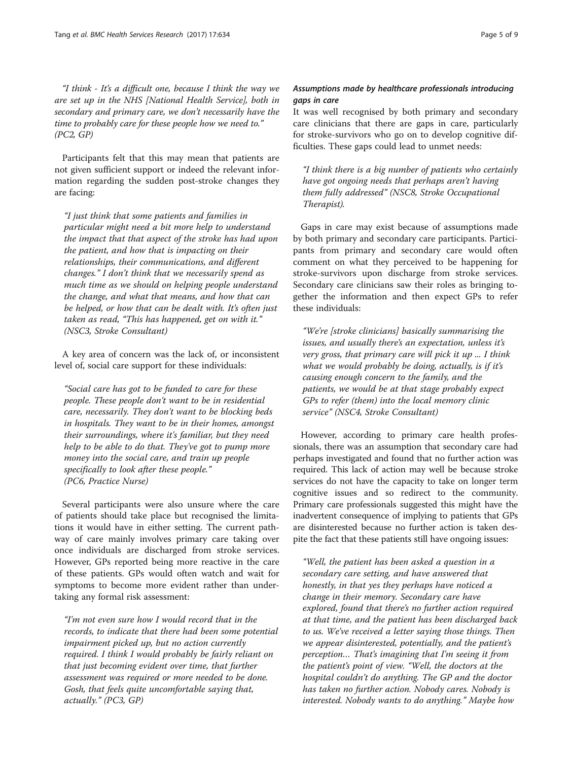"I think - It's a difficult one, because I think the way we are set up in the NHS [National Health Service], both in secondary and primary care, we don't necessarily have the time to probably care for these people how we need to." (PC2, GP)

Participants felt that this may mean that patients are not given sufficient support or indeed the relevant information regarding the sudden post-stroke changes they are facing:

> *"I just think that some patients and families in particular might need a bit more help to understand the impact that that aspect of the stroke has had upon the patient, and how that is impacting on their relationships, their communications, and different changes." I don't think that we necessarily spend as much time as we should on helping people understand the change, and what that means, and how that can be helped, or how that can be dealt with. It's often just taken as read, "This has happened, get on with it."* (NSC3, Stroke Consultant)

A key area of concern was the lack of, or inconsistent level of, social care support for these individuals:

> *"Social care has got to be funded to care for these people. These people don't want to be in residential care, necessarily. They don't want to be blocking beds in hospitals. They want to be in their homes, amongst their surroundings, where it's familiar, but they need help to be able to do that. They've got to pump more money into the social care, and train up people specifically to look after these people."* (PC6, Practice Nurse)

Several participants were also unsure where the care of patients should take place but recognised the limitations it would have in either setting. The current pathway of care mainly involves primary care taking over once individuals are discharged from stroke services. However, GPs reported being more reactive in the care of these patients. GPs would often watch and wait for symptoms to become more evident rather than undertaking any formal risk assessment:

> *"I'm not even sure how I would record that in the records, to indicate that there had been some potential impairment picked up, but no action currently required. I think I would probably be fairly reliant on that just becoming evident over time, that further assessment was required or more needed to be done. Gosh, that feels quite uncomfortable saying that, actually."* (PC3, GP)

### *Assumptions made by healthcare professionals introducing gaps in care*

It was well recognised by both primary and secondary care clinicians that there are gaps in care, particularly for stroke-survivors who go on to develop cognitive difficulties. These gaps could lead to unmet needs:

> *"I think there is a big number of patients who certainly have got ongoing needs that perhaps aren't having them fully addressed"* (NSC8, Stroke Occupational Therapist).

Gaps in care may exist because of assumptions made by both primary and secondary care participants. Participants from primary and secondary care would often comment on what they perceived to be happening for stroke-survivors upon discharge from stroke services. Secondary care clinicians saw their roles as bringing together the information and then expect GPs to refer these individuals:

> *"We're [stroke clinicians] basically summarising the issues, and usually there's an expectation, unless it's very gross, that primary care will pick it up ... I think what we would probably be doing, actually, is if it's causing enough concern to the family, and the patients, we would be at that stage probably expect GPs to refer (them) into the local memory clinic service"* (NSC4, Stroke Consultant)

However, according to primary care health professionals, there was an assumption that secondary care had perhaps investigated and found that no further action was required. This lack of action may well be because stroke services do not have the capacity to take on longer term cognitive issues and so redirect to the community. Primary care professionals suggested this might have the inadvertent consequence of implying to patients that GPs are disinterested because no further action is taken despite the fact that these patients still have ongoing issues:

> *"Well, the patient has been asked a question in a secondary care setting, and have answered that honestly, in that yes they perhaps have noticed a change in their memory. Secondary care have explored, found that there's no further action required at that time, and the patient has been discharged back to us. We've received a letter saying those things. Then we appear disinterested, potentially, and the patient's perception… That's imagining that I'm seeing it from the patient's point of view. "Well, the doctors at the hospital couldn't do anything. The GP and the doctor has taken no further action. Nobody cares. Nobody is interested. Nobody wants to do anything." Maybe how*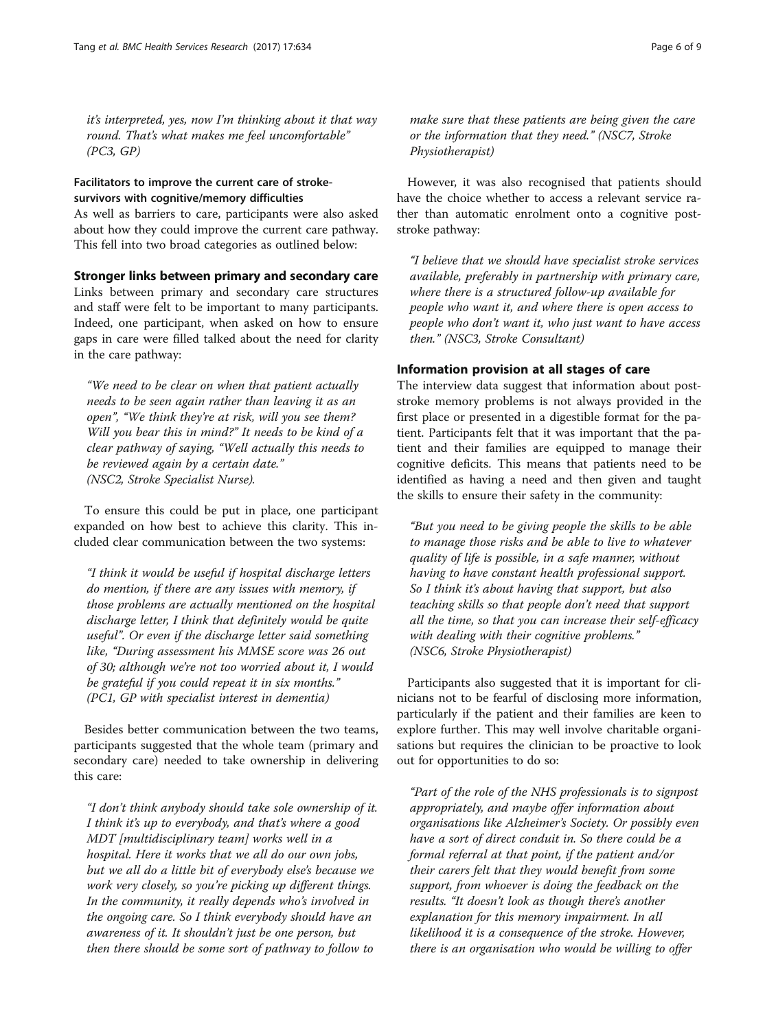*it's interpreted, yes, now I'm thinking about it that way round. That's what makes me feel uncomfortable" (PC3, GP)*

### Facilitators to improve the current care of stroke-survivors with cognitive/memory difficulties

As well as barriers to care, participants were also asked about how they could improve the current care pathway. This fell into two broad categories as outlined below:

#### Stronger links between primary and secondary care

Links between primary and secondary care structures and staff were felt to be important to many participants. Indeed, one participant, when asked on how to ensure gaps in care were filled talked about the need for clarity in the care pathway:

> *"We need to be clear on when that patient actually needs to be seen again rather than leaving it as an open", "We think they're at risk, will you see them? Will you bear this in mind?" It needs to be kind of a clear pathway of saying, "Well actually this needs to be reviewed again by a certain date." (NSC2, Stroke Specialist Nurse).*

To ensure this could be put in place, one participant expanded on how best to achieve this clarity. This included clear communication between the two systems:

> *"I think it would be useful if hospital discharge letters do mention, if there are any issues with memory, if those problems are actually mentioned on the hospital discharge letter, I think that definitely would be quite useful". Or even if the discharge letter said something like, "During assessment his MMSE score was 26 out of 30; although we're not too worried about it, I would be grateful if you could repeat it in six months." (PC1, GP with specialist interest in dementia)*

Besides better communication between the two teams, participants suggested that the whole team (primary and secondary care) needed to take ownership in delivering this care:

> *"I don't think anybody should take sole ownership of it. I think it's up to everybody, and that's where a good MDT [multidisciplinary team] works well in a hospital. Here it works that we all do our own jobs, but we all do a little bit of everybody else's because we work very closely, so you're picking up different things. In the community, it really depends who's involved in the ongoing care. So I think everybody should have an awareness of it. It shouldn't just be one person, but then there should be some sort of pathway to follow to make sure that these patients are being given the care or the information that they need." (NSC7, Stroke Physiotherapist)*

However, it was also recognised that patients should have the choice whether to access a relevant service rather than automatic enrolment onto a cognitive post-stroke pathway:

> *"I believe that we should have specialist stroke services available, preferably in partnership with primary care, where there is a structured follow-up available for people who want it, and where there is open access to people who don't want it, who just want to have access then." (NSC3, Stroke Consultant)*

#### Information provision at all stages of care

The interview data suggest that information about post-stroke memory problems is not always provided in the first place or presented in a digestible format for the patient. Participants felt that it was important that the patient and their families are equipped to manage their cognitive deficits. This means that patients need to be identified as having a need and then given and taught the skills to ensure their safety in the community:

> *"But you need to be giving people the skills to be able to manage those risks and be able to live to whatever quality of life is possible, in a safe manner, without having to have constant health professional support. So I think it's about having that support, but also teaching skills so that people don't need that support all the time, so that you can increase their self-efficacy with dealing with their cognitive problems." (NSC6, Stroke Physiotherapist)*

Participants also suggested that it is important for clinicians not to be fearful of disclosing more information, particularly if the patient and their families are keen to explore further. This may well involve charitable organisations but requires the clinician to be proactive to look out for opportunities to do so:

> *"Part of the role of the NHS professionals is to signpost appropriately, and maybe offer information about organisations like Alzheimer's Society. Or possibly even have a sort of direct conduit in. So there could be a formal referral at that point, if the patient and/or their carers felt that they would benefit from some support, from whoever is doing the feedback on the results. "It doesn't look as though there's another explanation for this memory impairment. In all likelihood it is a consequence of the stroke. However, there is an organisation who would be willing to offer*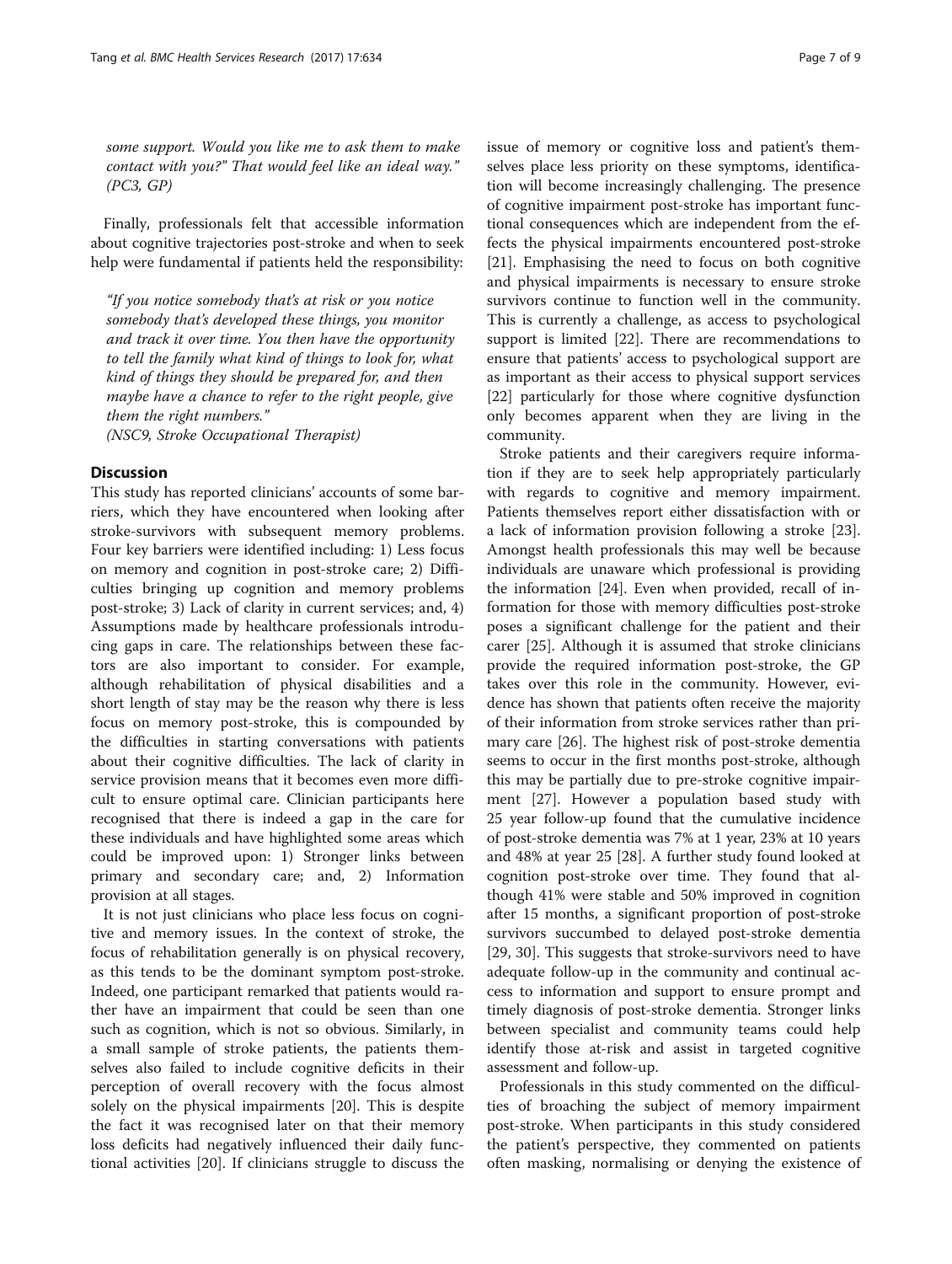*some support. Would you like me to ask them to make contact with you?" That would feel like an ideal way."* *(PC3, GP)*

Finally, professionals felt that accessible information about cognitive trajectories post-stroke and when to seek help were fundamental if patients held the responsibility:

> *"If you notice somebody that's at risk or you notice somebody that's developed these things, you monitor and track it over time. You then have the opportunity to tell the family what kind of things to look for, what kind of things they should be prepared for, and then maybe have a chance to refer to the right people, give them the right numbers."*
> *(NSC9, Stroke Occupational Therapist)*

## Discussion

This study has reported clinicians' accounts of some barriers, which they have encountered when looking after stroke-survivors with subsequent memory problems. Four key barriers were identified including: 1) Less focus on memory and cognition in post-stroke care; 2) Difficulties bringing up cognition and memory problems post-stroke; 3) Lack of clarity in current services; and, 4) Assumptions made by healthcare professionals introducing gaps in care. The relationships between these factors are also important to consider. For example, although rehabilitation of physical disabilities and a short length of stay may be the reason why there is less focus on memory post-stroke, this is compounded by the difficulties in starting conversations with patients about their cognitive difficulties. The lack of clarity in service provision means that it becomes even more difficult to ensure optimal care. Clinician participants here recognised that there is indeed a gap in the care for these individuals and have highlighted some areas which could be improved upon: 1) Stronger links between primary and secondary care; and, 2) Information provision at all stages.

It is not just clinicians who place less focus on cognitive and memory issues. In the context of stroke, the focus of rehabilitation generally is on physical recovery, as this tends to be the dominant symptom post-stroke. Indeed, one participant remarked that patients would rather have an impairment that could be seen than one such as cognition, which is not so obvious. Similarly, in a small sample of stroke patients, the patients themselves also failed to include cognitive deficits in their perception of overall recovery with the focus almost solely on the physical impairments [20]. This is despite the fact it was recognised later on that their memory loss deficits had negatively influenced their daily functional activities [20]. If clinicians struggle to discuss the issue of memory or cognitive loss and patient's themselves place less priority on these symptoms, identification will become increasingly challenging. The presence of cognitive impairment post-stroke has important functional consequences which are independent from the effects the physical impairments encountered post-stroke [21]. Emphasising the need to focus on both cognitive and physical impairments is necessary to ensure stroke survivors continue to function well in the community. This is currently a challenge, as access to psychological support is limited [22]. There are recommendations to ensure that patients' access to psychological support are as important as their access to physical support services [22] particularly for those where cognitive dysfunction only becomes apparent when they are living in the community.

Stroke patients and their caregivers require information if they are to seek help appropriately particularly with regards to cognitive and memory impairment. Patients themselves report either dissatisfaction with or a lack of information provision following a stroke [23]. Amongst health professionals this may well be because individuals are unaware which professional is providing the information [24]. Even when provided, recall of information for those with memory difficulties post-stroke poses a significant challenge for the patient and their carer [25]. Although it is assumed that stroke clinicians provide the required information post-stroke, the GP takes over this role in the community. However, evidence has shown that patients often receive the majority of their information from stroke services rather than primary care [26]. The highest risk of post-stroke dementia seems to occur in the first months post-stroke, although this may be partially due to pre-stroke cognitive impairment [27]. However a population based study with 25 year follow-up found that the cumulative incidence of post-stroke dementia was 7% at 1 year, 23% at 10 years and 48% at year 25 [28]. A further study found looked at cognition post-stroke over time. They found that although 41% were stable and 50% improved in cognition after 15 months, a significant proportion of post-stroke survivors succumbed to delayed post-stroke dementia [29, 30]. This suggests that stroke-survivors need to have adequate follow-up in the community and continual access to information and support to ensure prompt and timely diagnosis of post-stroke dementia. Stronger links between specialist and community teams could help identify those at-risk and assist in targeted cognitive assessment and follow-up.

Professionals in this study commented on the difficulties of broaching the subject of memory impairment post-stroke. When participants in this study considered the patient's perspective, they commented on patients often masking, normalising or denying the existence of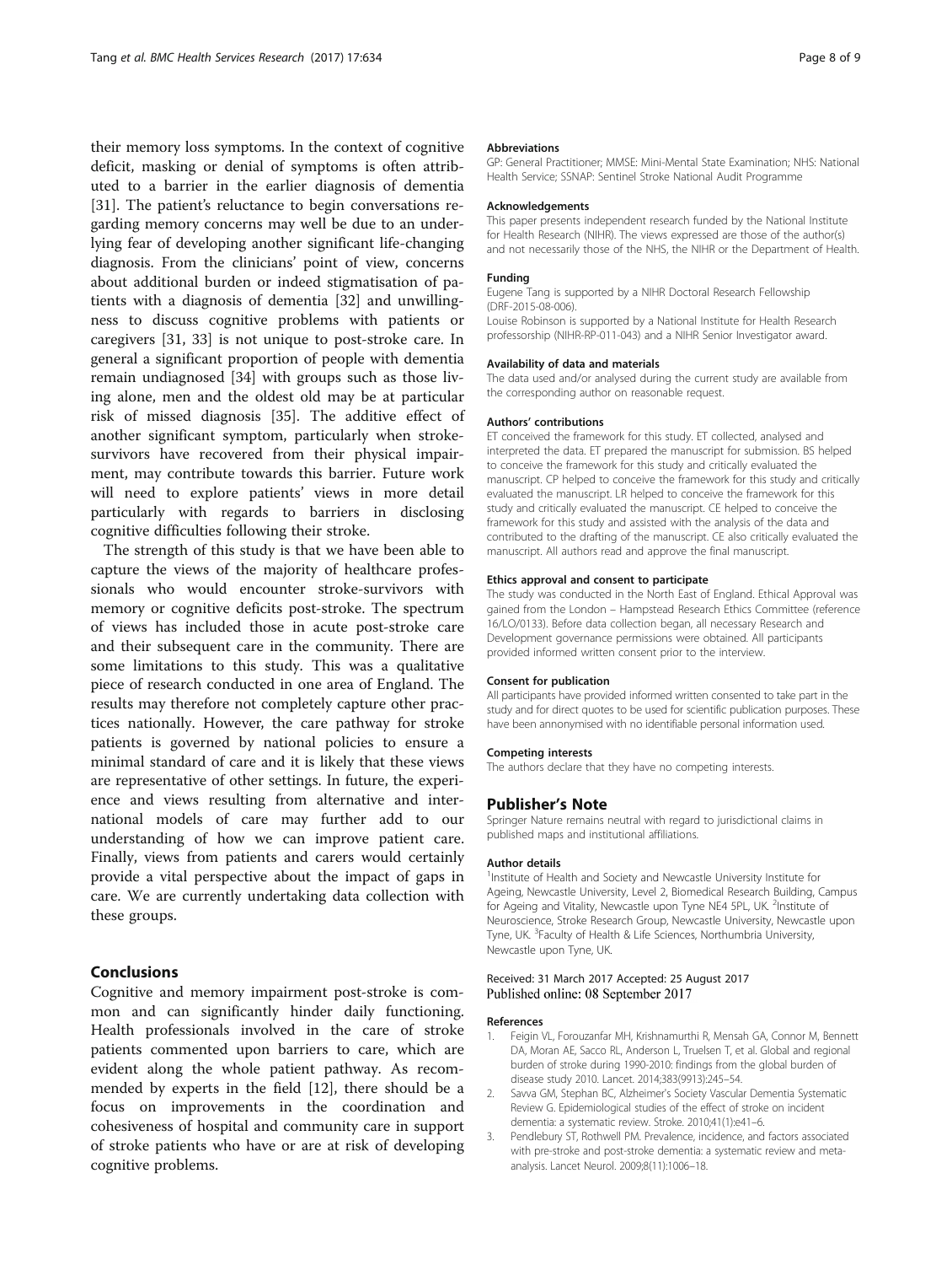their memory loss symptoms. In the context of cognitive deficit, masking or denial of symptoms is often attributed to a barrier in the earlier diagnosis of dementia [31]. The patient's reluctance to begin conversations regarding memory concerns may well be due to an underlying fear of developing another significant life-changing diagnosis. From the clinicians' point of view, concerns about additional burden or indeed stigmatisation of patients with a diagnosis of dementia [32] and unwillingness to discuss cognitive problems with patients or caregivers [31, 33] is not unique to post-stroke care. In general a significant proportion of people with dementia remain undiagnosed [34] with groups such as those living alone, men and the oldest old may be at particular risk of missed diagnosis [35]. The additive effect of another significant symptom, particularly when stroke-survivors have recovered from their physical impairment, may contribute towards this barrier. Future work will need to explore patients' views in more detail particularly with regards to barriers in disclosing cognitive difficulties following their stroke.

The strength of this study is that we have been able to capture the views of the majority of healthcare professionals who would encounter stroke-survivors with memory or cognitive deficits post-stroke. The spectrum of views has included those in acute post-stroke care and their subsequent care in the community. There are some limitations to this study. This was a qualitative piece of research conducted in one area of England. The results may therefore not completely capture other practices nationally. However, the care pathway for stroke patients is governed by national policies to ensure a minimal standard of care and it is likely that these views are representative of other settings. In future, the experience and views resulting from alternative and international models of care may further add to our understanding of how we can improve patient care. Finally, views from patients and carers would certainly provide a vital perspective about the impact of gaps in care. We are currently undertaking data collection with these groups.

## Conclusions

Cognitive and memory impairment post-stroke is common and can significantly hinder daily functioning. Health professionals involved in the care of stroke patients commented upon barriers to care, which are evident along the whole patient pathway. As recommended by experts in the field [12], there should be a focus on improvements in the coordination and cohesiveness of hospital and community care in support of stroke patients who have or are at risk of developing cognitive problems.

#### Abbreviations

GP: General Practitioner; MMSE: Mini-Mental State Examination; NHS: National Health Service; SSNAP: Sentinel Stroke National Audit Programme

#### Acknowledgements

This paper presents independent research funded by the National Institute for Health Research (NIHR). The views expressed are those of the author(s) and not necessarily those of the NHS, the NIHR or the Department of Health.

#### Funding

Eugene Tang is supported by a NIHR Doctoral Research Fellowship (DRF-2015-08-006).
Louise Robinson is supported by a National Institute for Health Research professorship (NIHR-RP-011-043) and a NIHR Senior Investigator award.

#### Availability of data and materials

The data used and/or analysed during the current study are available from the corresponding author on reasonable request.

#### Authors' contributions

ET conceived the framework for this study. ET collected, analysed and interpreted the data. ET prepared the manuscript for submission. BS helped to conceive the framework for this study and critically evaluated the manuscript. CP helped to conceive the framework for this study and critically evaluated the manuscript. LR helped to conceive the framework for this study and critically evaluated the manuscript. CE helped to conceive the framework for this study and assisted with the analysis of the data and contributed to the drafting of the manuscript. CE also critically evaluated the manuscript. All authors read and approve the final manuscript.

#### Ethics approval and consent to participate

The study was conducted in the North East of England. Ethical Approval was gained from the London – Hampstead Research Ethics Committee (reference 16/LO/0133). Before data collection began, all necessary Research and Development governance permissions were obtained. All participants provided informed written consent prior to the interview.

#### Consent for publication

All participants have provided informed written consented to take part in the study and for direct quotes to be used for scientific publication purposes. These have been annonymised with no identifiable personal information used.

#### Competing interests

The authors declare that they have no competing interests.

### Publisher's Note

Springer Nature remains neutral with regard to jurisdictional claims in published maps and institutional affiliations.

#### Author details

[1]Institute of Health and Society and Newcastle University Institute for Ageing, Newcastle University, Level 2, Biomedical Research Building, Campus for Ageing and Vitality, Newcastle upon Tyne NE4 5PL, UK. [2]Institute of Neuroscience, Stroke Research Group, Newcastle University, Newcastle upon Tyne, UK. [3]Faculty of Health & Life Sciences, Northumbria University, Newcastle upon Tyne, UK.

Received: 31 March 2017 Accepted: 25 August 2017
Published online: 08 September 2017

#### References

1. Feigin VL, Forouzanfar MH, Krishnamurthi R, Mensah GA, Connor M, Bennett DA, Moran AE, Sacco RL, Anderson L, Truelsen T, et al. Global and regional burden of stroke during 1990-2010: findings from the global burden of disease study 2010. Lancet. 2014;383(9913):245–54.
2. Savva GM, Stephan BC, Alzheimer's Society Vascular Dementia Systematic Review G. Epidemiological studies of the effect of stroke on incident dementia: a systematic review. Stroke. 2010;41(1):e41–6.
3. Pendlebury ST, Rothwell PM. Prevalence, incidence, and factors associated with pre-stroke and post-stroke dementia: a systematic review and meta-analysis. Lancet Neurol. 2009;8(11):1006–18.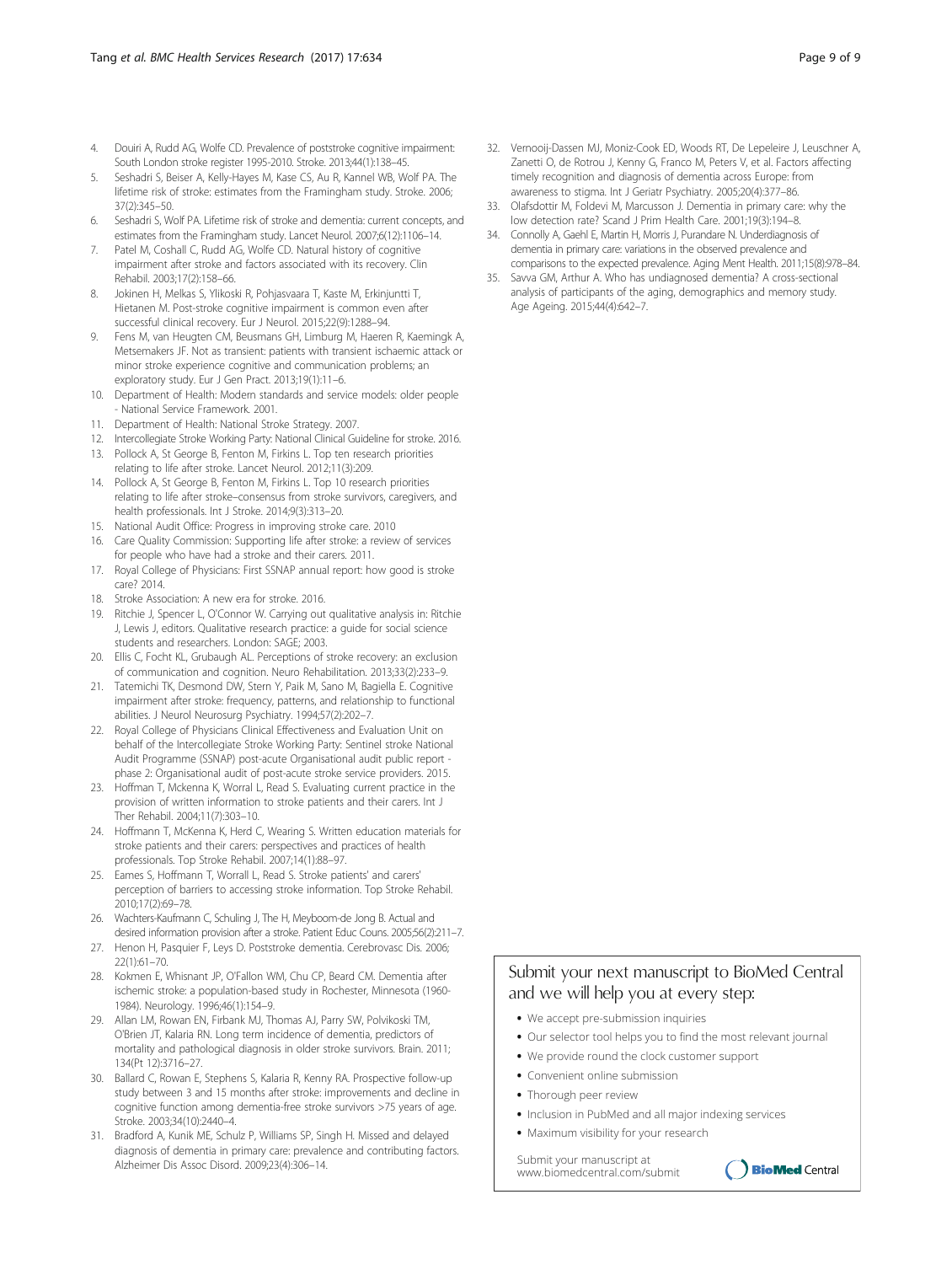4. Douiri A, Rudd AG, Wolfe CD. Prevalence of poststroke cognitive impairment: South London stroke register 1995-2010. Stroke. 2013;44(1):138–45.
5. Seshadri S, Beiser A, Kelly-Hayes M, Kase CS, Au R, Kannel WB, Wolf PA. The lifetime risk of stroke: estimates from the Framingham study. Stroke. 2006; 37(2):345–50.
6. Seshadri S, Wolf PA. Lifetime risk of stroke and dementia: current concepts, and estimates from the Framingham study. Lancet Neurol. 2007;6(12):1106–14.
7. Patel M, Coshall C, Rudd AG, Wolfe CD. Natural history of cognitive impairment after stroke and factors associated with its recovery. Clin Rehabil. 2003;17(2):158–66.
8. Jokinen H, Melkas S, Ylikoski R, Pohjasvaara T, Kaste M, Erkinjuntti T, Hietanen M. Post-stroke cognitive impairment is common even after successful clinical recovery. Eur J Neurol. 2015;22(9):1288–94.
9. Fens M, van Heugten CM, Beusmans GH, Limburg M, Haeren R, Kaemingk A, Metsemakers JF. Not as transient: patients with transient ischaemic attack or minor stroke experience cognitive and communication problems; an exploratory study. Eur J Gen Pract. 2013;19(1):11–6.
10. Department of Health: Modern standards and service models: older people - National Service Framework. 2001.
11. Department of Health: National Stroke Strategy. 2007.
12. Intercollegiate Stroke Working Party: National Clinical Guideline for stroke. 2016.
13. Pollock A, St George B, Fenton M, Firkins L. Top ten research priorities relating to life after stroke. Lancet Neurol. 2012;11(3):209.
14. Pollock A, St George B, Fenton M, Firkins L. Top 10 research priorities relating to life after stroke–consensus from stroke survivors, caregivers, and health professionals. Int J Stroke. 2014;9(3):313–20.
15. National Audit Office: Progress in improving stroke care. 2010
16. Care Quality Commission: Supporting life after stroke: a review of services for people who have had a stroke and their carers. 2011.
17. Royal College of Physicians: First SSNAP annual report: how good is stroke care? 2014.
18. Stroke Association: A new era for stroke. 2016.
19. Ritchie J, Spencer L, O'Connor W. Carrying out qualitative analysis in: Ritchie J, Lewis J, editors. Qualitative research practice: a guide for social science students and researchers. London: SAGE; 2003.
20. Ellis C, Focht KL, Grubaugh AL. Perceptions of stroke recovery: an exclusion of communication and cognition. Neuro Rehabilitation. 2013;33(2):233–9.
21. Tatemichi TK, Desmond DW, Stern Y, Paik M, Sano M, Bagiella E. Cognitive impairment after stroke: frequency, patterns, and relationship to functional abilities. J Neurol Neurosurg Psychiatry. 1994;57(2):202–7.
22. Royal College of Physicians Clinical Effectiveness and Evaluation Unit on behalf of the Intercollegiate Stroke Working Party: Sentinel stroke National Audit Programme (SSNAP) post-acute Organisational audit public report - phase 2: Organisational audit of post-acute stroke service providers. 2015.
23. Hoffman T, Mckenna K, Worral L, Read S. Evaluating current practice in the provision of written information to stroke patients and their carers. Int J Ther Rehabil. 2004;11(7):303–10.
24. Hoffmann T, McKenna K, Herd C, Wearing S. Written education materials for stroke patients and their carers: perspectives and practices of health professionals. Top Stroke Rehabil. 2007;14(1):88–97.
25. Eames S, Hoffmann T, Worrall L, Read S. Stroke patients' and carers' perception of barriers to accessing stroke information. Top Stroke Rehabil. 2010;17(2):69–78.
26. Wachters-Kaufmann C, Schuling J, The H, Meyboom-de Jong B. Actual and desired information provision after a stroke. Patient Educ Couns. 2005;56(2):211–7.
27. Henon H, Pasquier F, Leys D. Poststroke dementia. Cerebrovasc Dis. 2006; 22(1):61–70.
28. Kokmen E, Whisnant JP, O'Fallon WM, Chu CP, Beard CM. Dementia after ischemic stroke: a population-based study in Rochester, Minnesota (1960-1984). Neurology. 1996;46(1):154–9.
29. Allan LM, Rowan EN, Firbank MJ, Thomas AJ, Parry SW, Polvikoski TM, O'Brien JT, Kalaria RN. Long term incidence of dementia, predictors of mortality and pathological diagnosis in older stroke survivors. Brain. 2011; 134(Pt 12):3716–27.
30. Ballard C, Rowan E, Stephens S, Kalaria R, Kenny RA. Prospective follow-up study between 3 and 15 months after stroke: improvements and decline in cognitive function among dementia-free stroke survivors >75 years of age. Stroke. 2003;34(10):2440–4.
31. Bradford A, Kunik ME, Schulz P, Williams SP, Singh H. Missed and delayed diagnosis of dementia in primary care: prevalence and contributing factors. Alzheimer Dis Assoc Disord. 2009;23(4):306–14.
32. Vernooij-Dassen MJ, Moniz-Cook ED, Woods RT, De Lepeleire J, Leuschner A, Zanetti O, de Rotrou J, Kenny G, Franco M, Peters V, et al. Factors affecting timely recognition and diagnosis of dementia across Europe: from awareness to stigma. Int J Geriatr Psychiatry. 2005;20(4):377–86.
33. Olafsdottir M, Foldevi M, Marcusson J. Dementia in primary care: why the low detection rate? Scand J Prim Health Care. 2001;19(3):194–8.
34. Connolly A, Gaehl E, Martin H, Morris J, Purandare N. Underdiagnosis of dementia in primary care: variations in the observed prevalence and comparisons to the expected prevalence. Aging Ment Health. 2011;15(8):978–84.
35. Savva GM, Arthur A. Who has undiagnosed dementia? A cross-sectional analysis of participants of the aging, demographics and memory study. Age Ageing. 2015;44(4):642–7.

Submit your next manuscript to BioMed Central and we will help you at every step:

- We accept pre-submission inquiries
- Our selector tool helps you to find the most relevant journal
- We provide round the clock customer support
- Convenient online submission
- Thorough peer review
- Inclusion in PubMed and all major indexing services
- Maximum visibility for your research

Submit your manuscript at www.biomedcentral.com/submit

BioMed Central